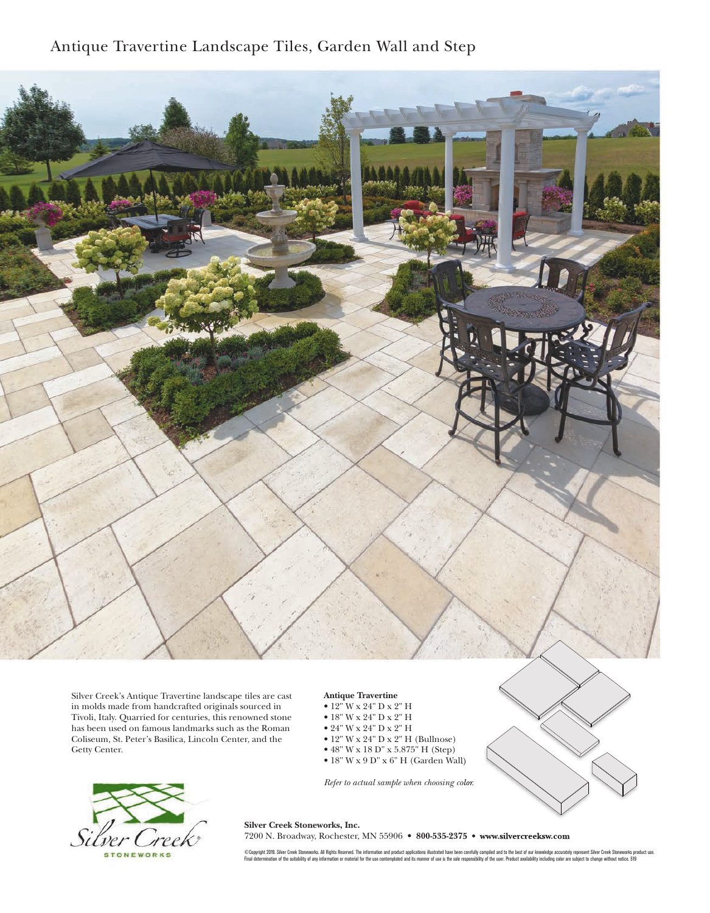# Antique Travertine Landscape Tiles, Garden Wall and Step

Silver Creek's Antique Travertine landscape tiles are cast in molds made from handcrafted originals sourced in Tivoli, Italy. Quarried for centuries, this renowned stone has been used on famous landmarks such as the Roman Coliseum, St. Peter's Basilica, Lincoln Center, and the Getty Center.

**Antique Travertine**

- 12" W x 24" D x 2" H
- 18" W x 24" D x 2" H
- 24" W x 24" D x 2" H
- 12" W x 24" D x 2" H (Bullnose)
- 48" W x 18 D" x 5.875" H (Step)
- 18" W x 9 D" x 6" H (Garden Wall)

*Refer to actual sample when choosing color.*

**Silver Creek Stoneworks, Inc.**
7200 N. Broadway, Rochester, MN 55906 • **800-535-2375** • **www.silvercreeksw.com**

©Copyright 2019. Silver Creek Stoneworks. All Rights Reserved. The information and product applications illustrated have been carefully compiled and to the best of our knowledge accurately represent Silver Creek Stoneworks product use. Final determination of the suitability of any information or material for the use contemplated and its manner of use is the sole responsibility of the user. Product availability including color are subject to change without notice. 519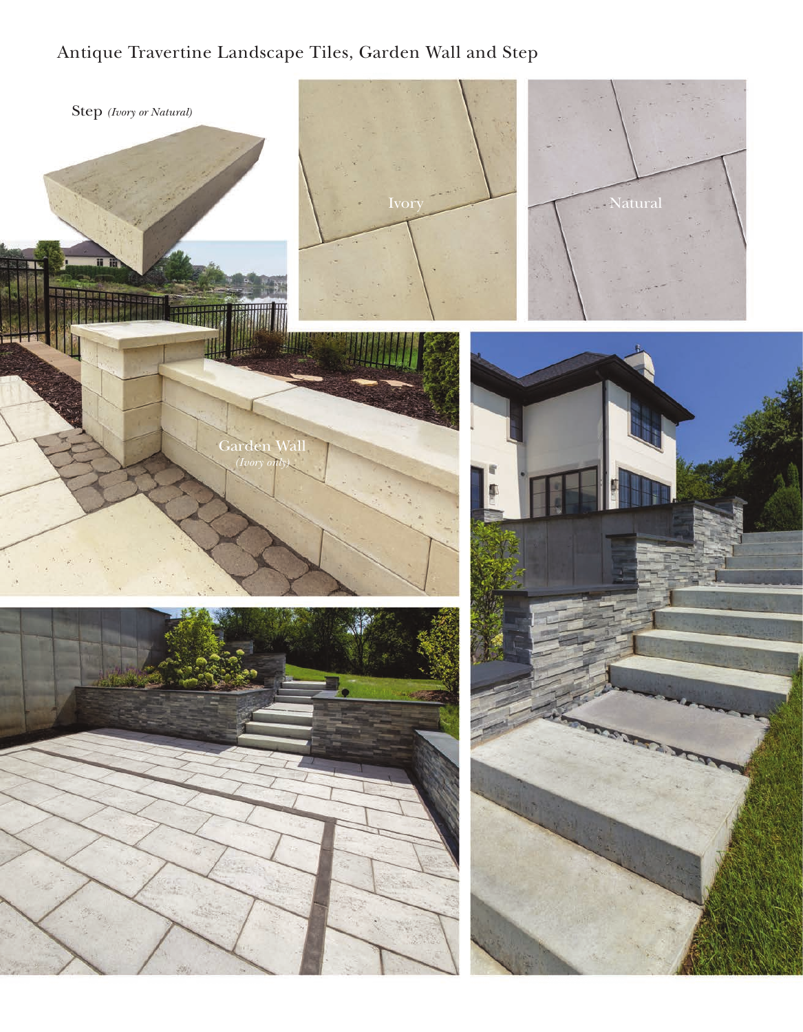# Antique Travertine Landscape Tiles, Garden Wall and Step

Step *(Ivory or Natural)*

Ivory

Natural

Garden Wall
*(Ivory only)*